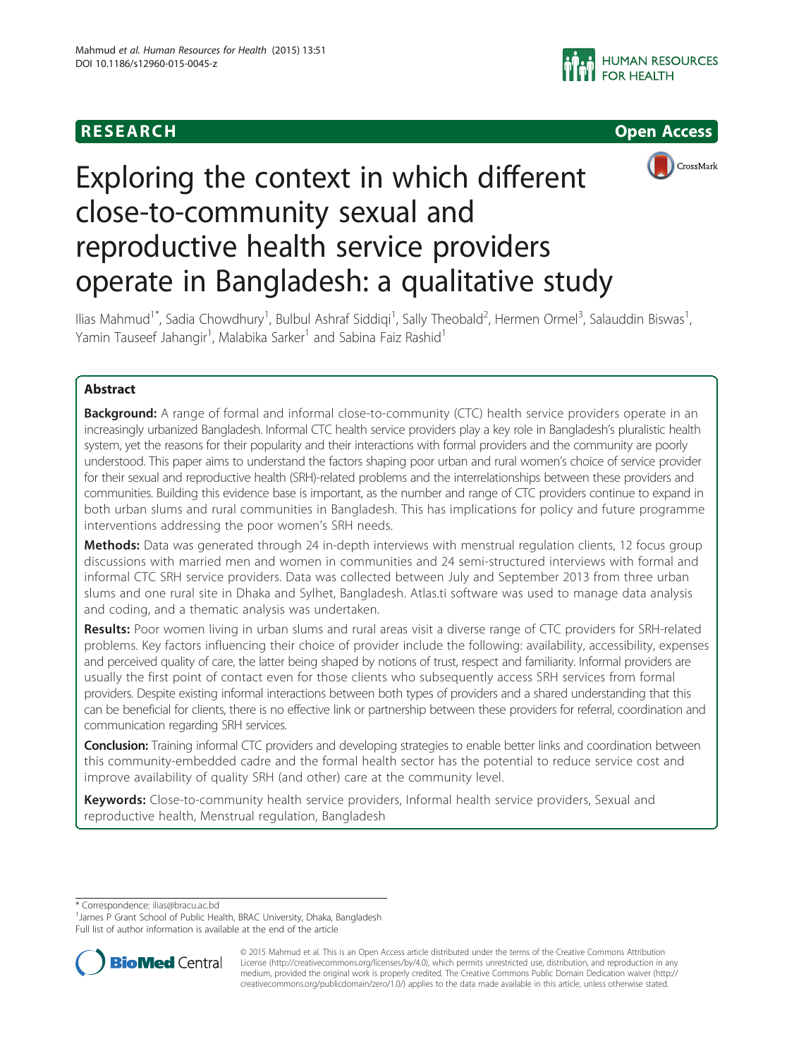RESEARCH Open Access

# Exploring the context in which different close-to-community sexual and reproductive health service providers operate in Bangladesh: a qualitative study

Ilias Mahmud[1*], Sadia Chowdhury[1], Bulbul Ashraf Siddiqi[1], Sally Theobald[2], Hermen Ormel[3], Salauddin Biswas[1], Yamin Tauseef Jahangir[1], Malabika Sarker[1] and Sabina Faiz Rashid[1]

## Abstract

**Background:** A range of formal and informal close-to-community (CTC) health service providers operate in an increasingly urbanized Bangladesh. Informal CTC health service providers play a key role in Bangladesh's pluralistic health system, yet the reasons for their popularity and their interactions with formal providers and the community are poorly understood. This paper aims to understand the factors shaping poor urban and rural women's choice of service provider for their sexual and reproductive health (SRH)-related problems and the interrelationships between these providers and communities. Building this evidence base is important, as the number and range of CTC providers continue to expand in both urban slums and rural communities in Bangladesh. This has implications for policy and future programme interventions addressing the poor women's SRH needs.

**Methods:** Data was generated through 24 in-depth interviews with menstrual regulation clients, 12 focus group discussions with married men and women in communities and 24 semi-structured interviews with formal and informal CTC SRH service providers. Data was collected between July and September 2013 from three urban slums and one rural site in Dhaka and Sylhet, Bangladesh. Atlas.ti software was used to manage data analysis and coding, and a thematic analysis was undertaken.

**Results:** Poor women living in urban slums and rural areas visit a diverse range of CTC providers for SRH-related problems. Key factors influencing their choice of provider include the following: availability, accessibility, expenses and perceived quality of care, the latter being shaped by notions of trust, respect and familiarity. Informal providers are usually the first point of contact even for those clients who subsequently access SRH services from formal providers. Despite existing informal interactions between both types of providers and a shared understanding that this can be beneficial for clients, there is no effective link or partnership between these providers for referral, coordination and communication regarding SRH services.

**Conclusion:** Training informal CTC providers and developing strategies to enable better links and coordination between this community-embedded cadre and the formal health sector has the potential to reduce service cost and improve availability of quality SRH (and other) care at the community level.

**Keywords:** Close-to-community health service providers, Informal health service providers, Sexual and reproductive health, Menstrual regulation, Bangladesh

* Correspondence: ilias@bracu.ac.bd
[1]James P Grant School of Public Health, BRAC University, Dhaka, Bangladesh
Full list of author information is available at the end of the article

© 2015 Mahmud et al. This is an Open Access article distributed under the terms of the Creative Commons Attribution License (http://creativecommons.org/licenses/by/4.0), which permits unrestricted use, distribution, and reproduction in any medium, provided the original work is properly credited. The Creative Commons Public Domain Dedication waiver (http://creativecommons.org/publicdomain/zero/1.0/) applies to the data made available in this article, unless otherwise stated.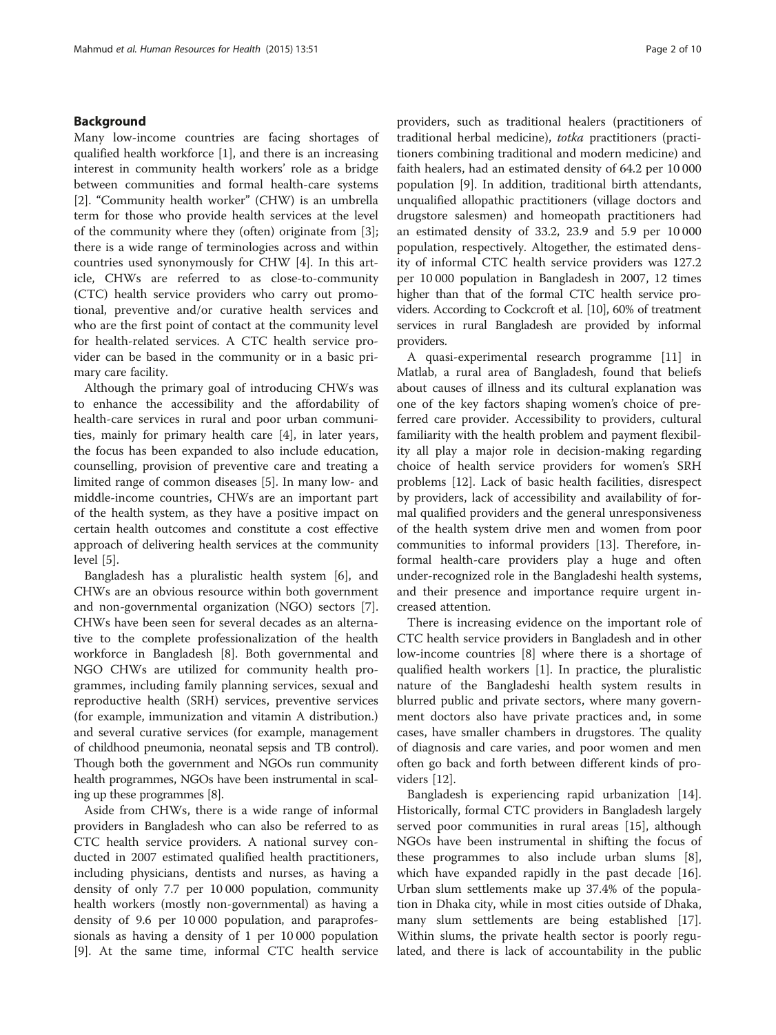## Background

Many low-income countries are facing shortages of qualified health workforce [1], and there is an increasing interest in community health workers' role as a bridge between communities and formal health-care systems [2]. "Community health worker" (CHW) is an umbrella term for those who provide health services at the level of the community where they (often) originate from [3]; there is a wide range of terminologies across and within countries used synonymously for CHW [4]. In this article, CHWs are referred to as close-to-community (CTC) health service providers who carry out promotional, preventive and/or curative health services and who are the first point of contact at the community level for health-related services. A CTC health service provider can be based in the community or in a basic primary care facility.

Although the primary goal of introducing CHWs was to enhance the accessibility and the affordability of health-care services in rural and poor urban communities, mainly for primary health care [4], in later years, the focus has been expanded to also include education, counselling, provision of preventive care and treating a limited range of common diseases [5]. In many low- and middle-income countries, CHWs are an important part of the health system, as they have a positive impact on certain health outcomes and constitute a cost effective approach of delivering health services at the community level [5].

Bangladesh has a pluralistic health system [6], and CHWs are an obvious resource within both government and non-governmental organization (NGO) sectors [7]. CHWs have been seen for several decades as an alternative to the complete professionalization of the health workforce in Bangladesh [8]. Both governmental and NGO CHWs are utilized for community health programmes, including family planning services, sexual and reproductive health (SRH) services, preventive services (for example, immunization and vitamin A distribution.) and several curative services (for example, management of childhood pneumonia, neonatal sepsis and TB control). Though both the government and NGOs run community health programmes, NGOs have been instrumental in scaling up these programmes [8].

Aside from CHWs, there is a wide range of informal providers in Bangladesh who can also be referred to as CTC health service providers. A national survey conducted in 2007 estimated qualified health practitioners, including physicians, dentists and nurses, as having a density of only 7.7 per 10 000 population, community health workers (mostly non-governmental) as having a density of 9.6 per 10 000 population, and paraprofessionals as having a density of 1 per 10 000 population [9]. At the same time, informal CTC health service providers, such as traditional healers (practitioners of traditional herbal medicine), *totka* practitioners (practitioners combining traditional and modern medicine) and faith healers, had an estimated density of 64.2 per 10 000 population [9]. In addition, traditional birth attendants, unqualified allopathic practitioners (village doctors and drugstore salesmen) and homeopath practitioners had an estimated density of 33.2, 23.9 and 5.9 per 10 000 population, respectively. Altogether, the estimated density of informal CTC health service providers was 127.2 per 10 000 population in Bangladesh in 2007, 12 times higher than that of the formal CTC health service providers. According to Cockcroft et al. [10], 60% of treatment services in rural Bangladesh are provided by informal providers.

A quasi-experimental research programme [11] in Matlab, a rural area of Bangladesh, found that beliefs about causes of illness and its cultural explanation was one of the key factors shaping women's choice of preferred care provider. Accessibility to providers, cultural familiarity with the health problem and payment flexibility all play a major role in decision-making regarding choice of health service providers for women's SRH problems [12]. Lack of basic health facilities, disrespect by providers, lack of accessibility and availability of formal qualified providers and the general unresponsiveness of the health system drive men and women from poor communities to informal providers [13]. Therefore, informal health-care providers play a huge and often under-recognized role in the Bangladeshi health systems, and their presence and importance require urgent increased attention.

There is increasing evidence on the important role of CTC health service providers in Bangladesh and in other low-income countries [8] where there is a shortage of qualified health workers [1]. In practice, the pluralistic nature of the Bangladeshi health system results in blurred public and private sectors, where many government doctors also have private practices and, in some cases, have smaller chambers in drugstores. The quality of diagnosis and care varies, and poor women and men often go back and forth between different kinds of providers [12].

Bangladesh is experiencing rapid urbanization [14]. Historically, formal CTC providers in Bangladesh largely served poor communities in rural areas [15], although NGOs have been instrumental in shifting the focus of these programmes to also include urban slums [8], which have expanded rapidly in the past decade [16]. Urban slum settlements make up 37.4% of the population in Dhaka city, while in most cities outside of Dhaka, many slum settlements are being established [17]. Within slums, the private health sector is poorly regulated, and there is lack of accountability in the public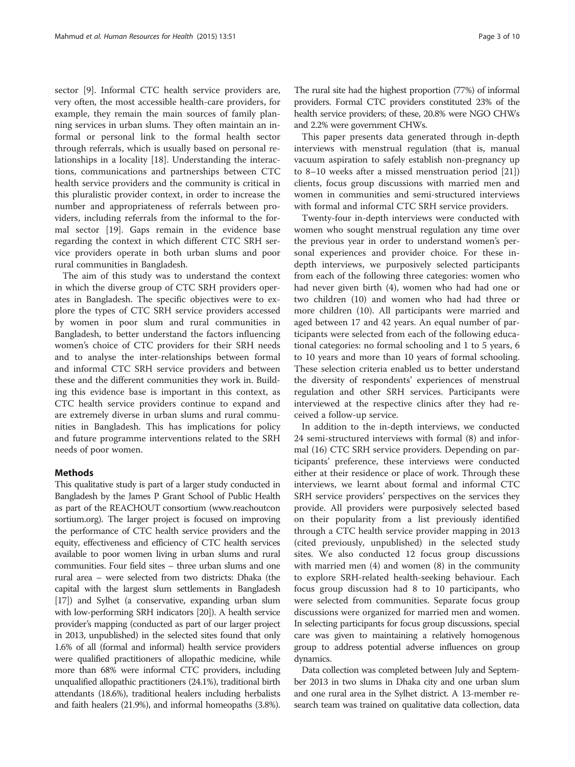sector [9]. Informal CTC health service providers are, very often, the most accessible health-care providers, for example, they remain the main sources of family planning services in urban slums. They often maintain an informal or personal link to the formal health sector through referrals, which is usually based on personal relationships in a locality [18]. Understanding the interactions, communications and partnerships between CTC health service providers and the community is critical in this pluralistic provider context, in order to increase the number and appropriateness of referrals between providers, including referrals from the informal to the formal sector [19]. Gaps remain in the evidence base regarding the context in which different CTC SRH service providers operate in both urban slums and poor rural communities in Bangladesh.

The aim of this study was to understand the context in which the diverse group of CTC SRH providers operates in Bangladesh. The specific objectives were to explore the types of CTC SRH service providers accessed by women in poor slum and rural communities in Bangladesh, to better understand the factors influencing women's choice of CTC providers for their SRH needs and to analyse the inter-relationships between formal and informal CTC SRH service providers and between these and the different communities they work in. Building this evidence base is important in this context, as CTC health service providers continue to expand and are extremely diverse in urban slums and rural communities in Bangladesh. This has implications for policy and future programme interventions related to the SRH needs of poor women.

## Methods

This qualitative study is part of a larger study conducted in Bangladesh by the James P Grant School of Public Health as part of the REACHOUT consortium (www.reachoutconsortium.org). The larger project is focused on improving the performance of CTC health service providers and the equity, effectiveness and efficiency of CTC health services available to poor women living in urban slums and rural communities. Four field sites – three urban slums and one rural area – were selected from two districts: Dhaka (the capital with the largest slum settlements in Bangladesh [17]) and Sylhet (a conservative, expanding urban slum with low-performing SRH indicators [20]). A health service provider's mapping (conducted as part of our larger project in 2013, unpublished) in the selected sites found that only 1.6% of all (formal and informal) health service providers were qualified practitioners of allopathic medicine, while more than 68% were informal CTC providers, including unqualified allopathic practitioners (24.1%), traditional birth attendants (18.6%), traditional healers including herbalists and faith healers (21.9%), and informal homeopaths (3.8%). The rural site had the highest proportion (77%) of informal providers. Formal CTC providers constituted 23% of the health service providers; of these, 20.8% were NGO CHWs and 2.2% were government CHWs.

This paper presents data generated through in-depth interviews with menstrual regulation (that is, manual vacuum aspiration to safely establish non-pregnancy up to 8–10 weeks after a missed menstruation period [21]) clients, focus group discussions with married men and women in communities and semi-structured interviews with formal and informal CTC SRH service providers.

Twenty-four in-depth interviews were conducted with women who sought menstrual regulation any time over the previous year in order to understand women's personal experiences and provider choice. For these in-depth interviews, we purposively selected participants from each of the following three categories: women who had never given birth (4), women who had had one or two children (10) and women who had had three or more children (10). All participants were married and aged between 17 and 42 years. An equal number of participants were selected from each of the following educational categories: no formal schooling and 1 to 5 years, 6 to 10 years and more than 10 years of formal schooling. These selection criteria enabled us to better understand the diversity of respondents' experiences of menstrual regulation and other SRH services. Participants were interviewed at the respective clinics after they had received a follow-up service.

In addition to the in-depth interviews, we conducted 24 semi-structured interviews with formal (8) and informal (16) CTC SRH service providers. Depending on participants' preference, these interviews were conducted either at their residence or place of work. Through these interviews, we learnt about formal and informal CTC SRH service providers' perspectives on the services they provide. All providers were purposively selected based on their popularity from a list previously identified through a CTC health service provider mapping in 2013 (cited previously, unpublished) in the selected study sites. We also conducted 12 focus group discussions with married men (4) and women (8) in the community to explore SRH-related health-seeking behaviour. Each focus group discussion had 8 to 10 participants, who were selected from communities. Separate focus group discussions were organized for married men and women. In selecting participants for focus group discussions, special care was given to maintaining a relatively homogenous group to address potential adverse influences on group dynamics.

Data collection was completed between July and September 2013 in two slums in Dhaka city and one urban slum and one rural area in the Sylhet district. A 13-member research team was trained on qualitative data collection, data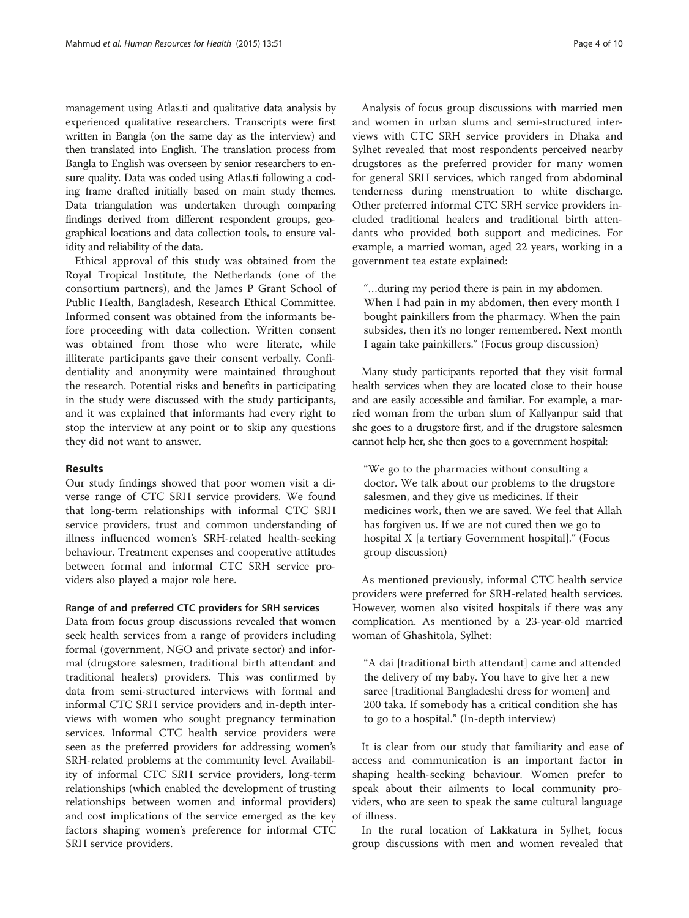management using Atlas.ti and qualitative data analysis by experienced qualitative researchers. Transcripts were first written in Bangla (on the same day as the interview) and then translated into English. The translation process from Bangla to English was overseen by senior researchers to ensure quality. Data was coded using Atlas.ti following a coding frame drafted initially based on main study themes. Data triangulation was undertaken through comparing findings derived from different respondent groups, geographical locations and data collection tools, to ensure validity and reliability of the data.

Ethical approval of this study was obtained from the Royal Tropical Institute, the Netherlands (one of the consortium partners), and the James P Grant School of Public Health, Bangladesh, Research Ethical Committee. Informed consent was obtained from the informants before proceeding with data collection. Written consent was obtained from those who were literate, while illiterate participants gave their consent verbally. Confidentiality and anonymity were maintained throughout the research. Potential risks and benefits in participating in the study were discussed with the study participants, and it was explained that informants had every right to stop the interview at any point or to skip any questions they did not want to answer.

## Results

Our study findings showed that poor women visit a diverse range of CTC SRH service providers. We found that long-term relationships with informal CTC SRH service providers, trust and common understanding of illness influenced women's SRH-related health-seeking behaviour. Treatment expenses and cooperative attitudes between formal and informal CTC SRH service providers also played a major role here.

### Range of and preferred CTC providers for SRH services

Data from focus group discussions revealed that women seek health services from a range of providers including formal (government, NGO and private sector) and informal (drugstore salesmen, traditional birth attendant and traditional healers) providers. This was confirmed by data from semi-structured interviews with formal and informal CTC SRH service providers and in-depth interviews with women who sought pregnancy termination services. Informal CTC health service providers were seen as the preferred providers for addressing women's SRH-related problems at the community level. Availability of informal CTC SRH service providers, long-term relationships (which enabled the development of trusting relationships between women and informal providers) and cost implications of the service emerged as the key factors shaping women's preference for informal CTC SRH service providers.

Analysis of focus group discussions with married men and women in urban slums and semi-structured interviews with CTC SRH service providers in Dhaka and Sylhet revealed that most respondents perceived nearby drugstores as the preferred provider for many women for general SRH services, which ranged from abdominal tenderness during menstruation to white discharge. Other preferred informal CTC SRH service providers included traditional healers and traditional birth attendants who provided both support and medicines. For example, a married woman, aged 22 years, working in a government tea estate explained:

> "…during my period there is pain in my abdomen. When I had pain in my abdomen, then every month I bought painkillers from the pharmacy. When the pain subsides, then it's no longer remembered. Next month I again take painkillers." (Focus group discussion)

Many study participants reported that they visit formal health services when they are located close to their house and are easily accessible and familiar. For example, a married woman from the urban slum of Kallyanpur said that she goes to a drugstore first, and if the drugstore salesmen cannot help her, she then goes to a government hospital:

> "We go to the pharmacies without consulting a doctor. We talk about our problems to the drugstore salesmen, and they give us medicines. If their medicines work, then we are saved. We feel that Allah has forgiven us. If we are not cured then we go to hospital X [a tertiary Government hospital]." (Focus group discussion)

As mentioned previously, informal CTC health service providers were preferred for SRH-related health services. However, women also visited hospitals if there was any complication. As mentioned by a 23-year-old married woman of Ghashitola, Sylhet:

> "A dai [traditional birth attendant] came and attended the delivery of my baby. You have to give her a new saree [traditional Bangladeshi dress for women] and 200 taka. If somebody has a critical condition she has to go to a hospital." (In-depth interview)

It is clear from our study that familiarity and ease of access and communication is an important factor in shaping health-seeking behaviour. Women prefer to speak about their ailments to local community providers, who are seen to speak the same cultural language of illness.

In the rural location of Lakkatura in Sylhet, focus group discussions with men and women revealed that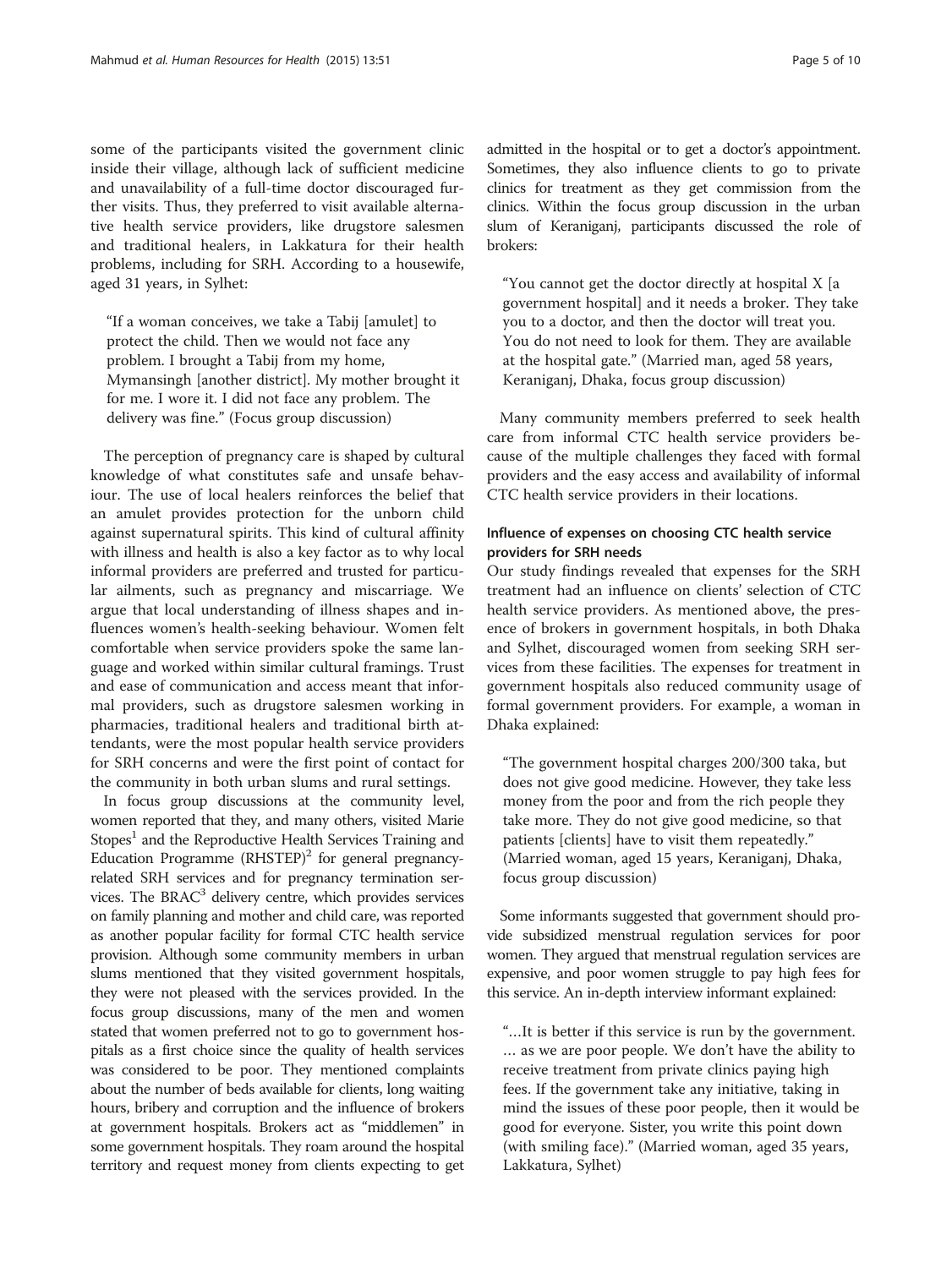some of the participants visited the government clinic inside their village, although lack of sufficient medicine and unavailability of a full-time doctor discouraged further visits. Thus, they preferred to visit available alternative health service providers, like drugstore salesmen and traditional healers, in Lakkatura for their health problems, including for SRH. According to a housewife, aged 31 years, in Sylhet:

> "If a woman conceives, we take a Tabij [amulet] to protect the child. Then we would not face any problem. I brought a Tabij from my home, Mymansingh [another district]. My mother brought it for me. I wore it. I did not face any problem. The delivery was fine." (Focus group discussion)

The perception of pregnancy care is shaped by cultural knowledge of what constitutes safe and unsafe behaviour. The use of local healers reinforces the belief that an amulet provides protection for the unborn child against supernatural spirits. This kind of cultural affinity with illness and health is also a key factor as to why local informal providers are preferred and trusted for particular ailments, such as pregnancy and miscarriage. We argue that local understanding of illness shapes and influences women's health-seeking behaviour. Women felt comfortable when service providers spoke the same language and worked within similar cultural framings. Trust and ease of communication and access meant that informal providers, such as drugstore salesmen working in pharmacies, traditional healers and traditional birth attendants, were the most popular health service providers for SRH concerns and were the first point of contact for the community in both urban slums and rural settings.

In focus group discussions at the community level, women reported that they, and many others, visited Marie Stopes[1] and the Reproductive Health Services Training and Education Programme (RHSTEP)[2] for general pregnancy-related SRH services and for pregnancy termination services. The BRAC[3] delivery centre, which provides services on family planning and mother and child care, was reported as another popular facility for formal CTC health service provision. Although some community members in urban slums mentioned that they visited government hospitals, they were not pleased with the services provided. In the focus group discussions, many of the men and women stated that women preferred not to go to government hospitals as a first choice since the quality of health services was considered to be poor. They mentioned complaints about the number of beds available for clients, long waiting hours, bribery and corruption and the influence of brokers at government hospitals. Brokers act as "middlemen" in some government hospitals. They roam around the hospital territory and request money from clients expecting to get admitted in the hospital or to get a doctor's appointment. Sometimes, they also influence clients to go to private clinics for treatment as they get commission from the clinics. Within the focus group discussion in the urban slum of Keraniganj, participants discussed the role of brokers:

> "You cannot get the doctor directly at hospital X [a government hospital] and it needs a broker. They take you to a doctor, and then the doctor will treat you. You do not need to look for them. They are available at the hospital gate." (Married man, aged 58 years, Keraniganj, Dhaka, focus group discussion)

Many community members preferred to seek health care from informal CTC health service providers because of the multiple challenges they faced with formal providers and the easy access and availability of informal CTC health service providers in their locations.

### Influence of expenses on choosing CTC health service providers for SRH needs

Our study findings revealed that expenses for the SRH treatment had an influence on clients' selection of CTC health service providers. As mentioned above, the presence of brokers in government hospitals, in both Dhaka and Sylhet, discouraged women from seeking SRH services from these facilities. The expenses for treatment in government hospitals also reduced community usage of formal government providers. For example, a woman in Dhaka explained:

> "The government hospital charges 200/300 taka, but does not give good medicine. However, they take less money from the poor and from the rich people they take more. They do not give good medicine, so that patients [clients] have to visit them repeatedly." (Married woman, aged 15 years, Keraniganj, Dhaka, focus group discussion)

Some informants suggested that government should provide subsidized menstrual regulation services for poor women. They argued that menstrual regulation services are expensive, and poor women struggle to pay high fees for this service. An in-depth interview informant explained:

> "…It is better if this service is run by the government. … as we are poor people. We don't have the ability to receive treatment from private clinics paying high fees. If the government take any initiative, taking in mind the issues of these poor people, then it would be good for everyone. Sister, you write this point down (with smiling face)." (Married woman, aged 35 years, Lakkatura, Sylhet)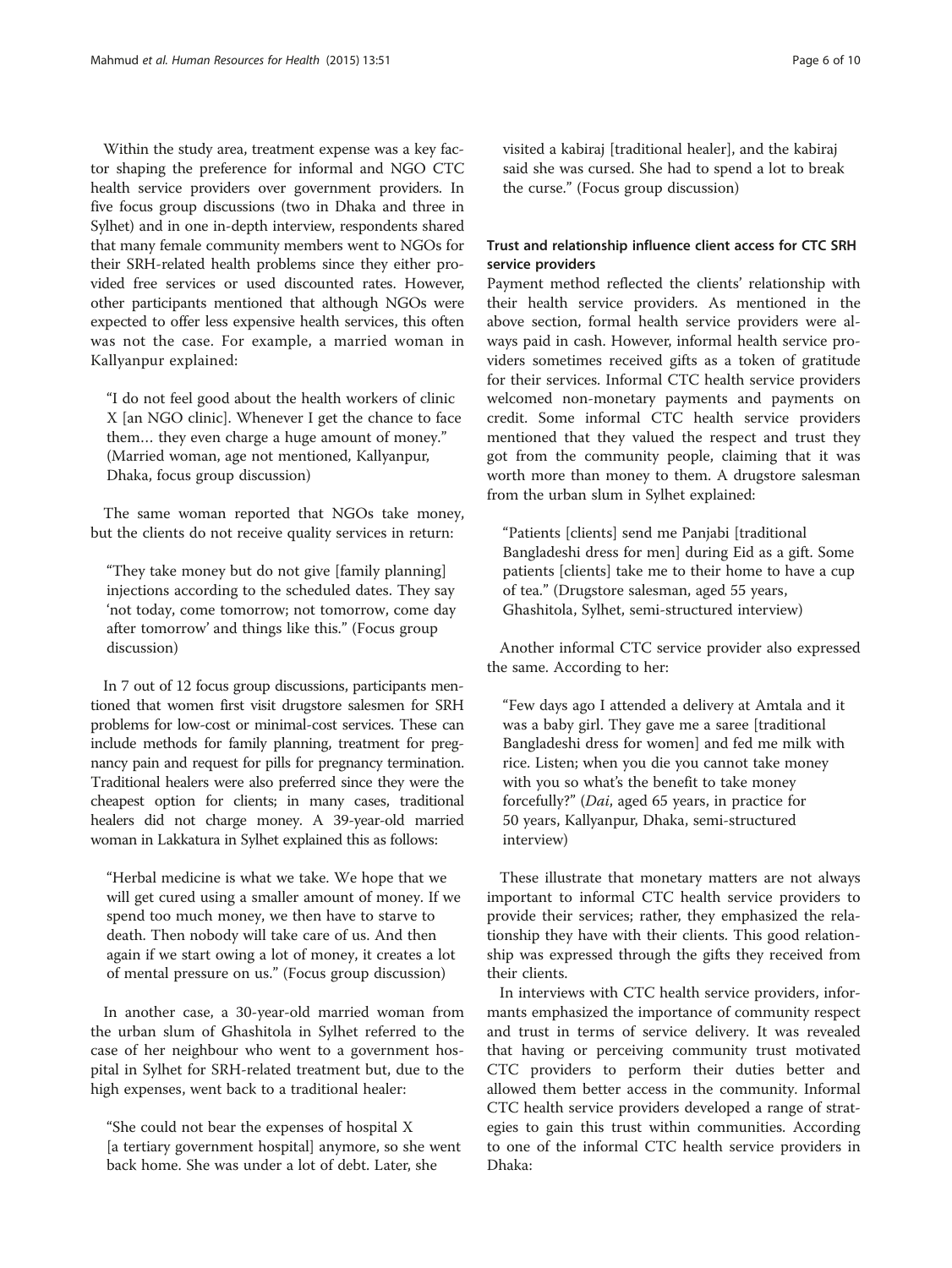Within the study area, treatment expense was a key factor shaping the preference for informal and NGO CTC health service providers over government providers. In five focus group discussions (two in Dhaka and three in Sylhet) and in one in-depth interview, respondents shared that many female community members went to NGOs for their SRH-related health problems since they either provided free services or used discounted rates. However, other participants mentioned that although NGOs were expected to offer less expensive health services, this often was not the case. For example, a married woman in Kallyanpur explained:

> "I do not feel good about the health workers of clinic X [an NGO clinic]. Whenever I get the chance to face them… they even charge a huge amount of money." (Married woman, age not mentioned, Kallyanpur, Dhaka, focus group discussion)

The same woman reported that NGOs take money, but the clients do not receive quality services in return:

> "They take money but do not give [family planning] injections according to the scheduled dates. They say 'not today, come tomorrow; not tomorrow, come day after tomorrow' and things like this." (Focus group discussion)

In 7 out of 12 focus group discussions, participants mentioned that women first visit drugstore salesmen for SRH problems for low-cost or minimal-cost services. These can include methods for family planning, treatment for pregnancy pain and request for pills for pregnancy termination. Traditional healers were also preferred since they were the cheapest option for clients; in many cases, traditional healers did not charge money. A 39-year-old married woman in Lakkatura in Sylhet explained this as follows:

> "Herbal medicine is what we take. We hope that we will get cured using a smaller amount of money. If we spend too much money, we then have to starve to death. Then nobody will take care of us. And then again if we start owing a lot of money, it creates a lot of mental pressure on us." (Focus group discussion)

In another case, a 30-year-old married woman from the urban slum of Ghashitola in Sylhet referred to the case of her neighbour who went to a government hospital in Sylhet for SRH-related treatment but, due to the high expenses, went back to a traditional healer:

> "She could not bear the expenses of hospital X [a tertiary government hospital] anymore, so she went back home. She was under a lot of debt. Later, she visited a kabiraj [traditional healer], and the kabiraj said she was cursed. She had to spend a lot to break the curse." (Focus group discussion)

### Trust and relationship influence client access for CTC SRH service providers

Payment method reflected the clients' relationship with their health service providers. As mentioned in the above section, formal health service providers were always paid in cash. However, informal health service providers sometimes received gifts as a token of gratitude for their services. Informal CTC health service providers welcomed non-monetary payments and payments on credit. Some informal CTC health service providers mentioned that they valued the respect and trust they got from the community people, claiming that it was worth more than money to them. A drugstore salesman from the urban slum in Sylhet explained:

> "Patients [clients] send me Panjabi [traditional Bangladeshi dress for men] during Eid as a gift. Some patients [clients] take me to their home to have a cup of tea." (Drugstore salesman, aged 55 years, Ghashitola, Sylhet, semi-structured interview)

Another informal CTC service provider also expressed the same. According to her:

> "Few days ago I attended a delivery at Amtala and it was a baby girl. They gave me a saree [traditional Bangladeshi dress for women] and fed me milk with rice. Listen; when you die you cannot take money with you so what's the benefit to take money forcefully?" (*Dai*, aged 65 years, in practice for 50 years, Kallyanpur, Dhaka, semi-structured interview)

These illustrate that monetary matters are not always important to informal CTC health service providers to provide their services; rather, they emphasized the relationship they have with their clients. This good relationship was expressed through the gifts they received from their clients.

In interviews with CTC health service providers, informants emphasized the importance of community respect and trust in terms of service delivery. It was revealed that having or perceiving community trust motivated CTC providers to perform their duties better and allowed them better access in the community. Informal CTC health service providers developed a range of strategies to gain this trust within communities. According to one of the informal CTC health service providers in Dhaka: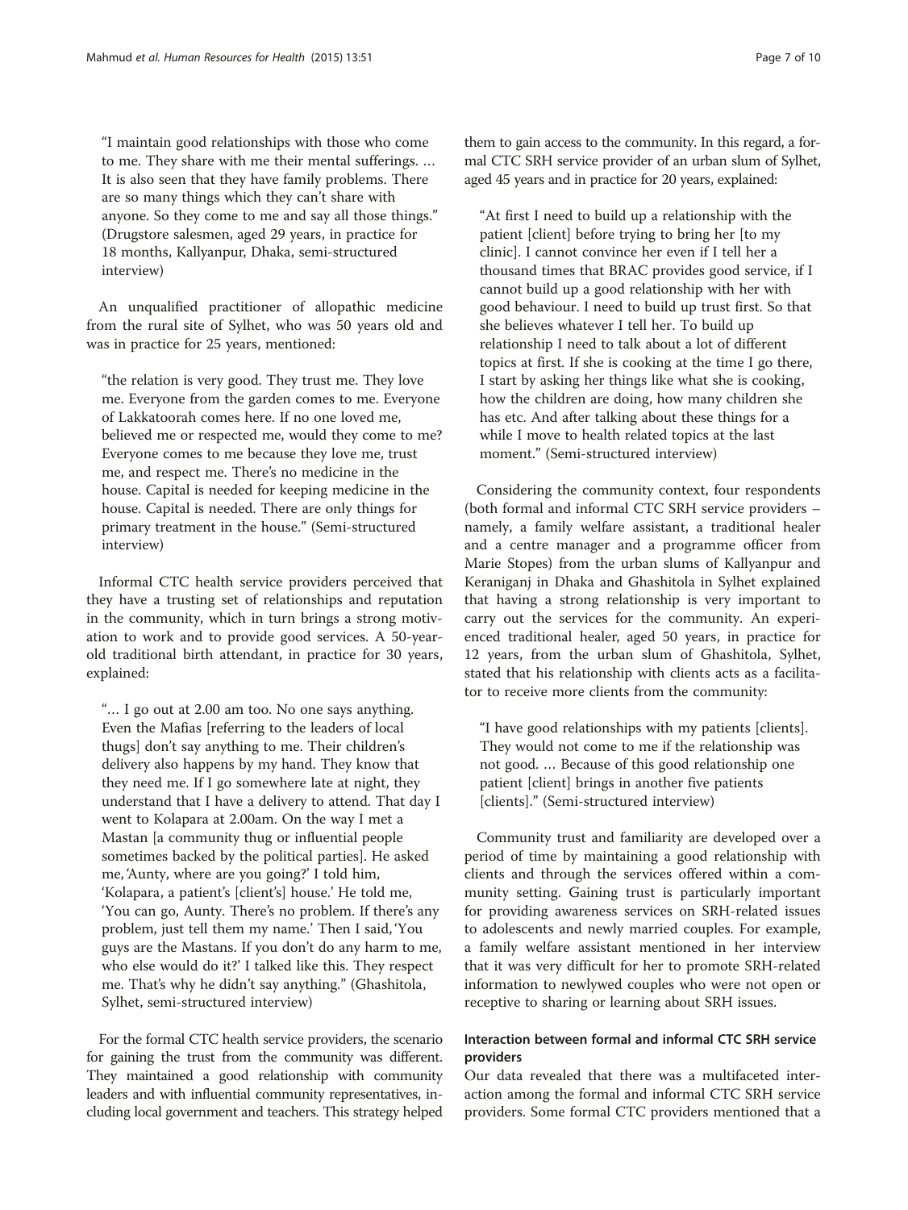"I maintain good relationships with those who come to me. They share with me their mental sufferings. … It is also seen that they have family problems. There are so many things which they can't share with anyone. So they come to me and say all those things." (Drugstore salesmen, aged 29 years, in practice for 18 months, Kallyanpur, Dhaka, semi-structured interview)

An unqualified practitioner of allopathic medicine from the rural site of Sylhet, who was 50 years old and was in practice for 25 years, mentioned:

"the relation is very good. They trust me. They love me. Everyone from the garden comes to me. Everyone of Lakkatoorah comes here. If no one loved me, believed me or respected me, would they come to me? Everyone comes to me because they love me, trust me, and respect me. There's no medicine in the house. Capital is needed for keeping medicine in the house. Capital is needed. There are only things for primary treatment in the house." (Semi-structured interview)

Informal CTC health service providers perceived that they have a trusting set of relationships and reputation in the community, which in turn brings a strong motivation to work and to provide good services. A 50-year-old traditional birth attendant, in practice for 30 years, explained:

"… I go out at 2.00 am too. No one says anything. Even the Mafias [referring to the leaders of local thugs] don't say anything to me. Their children's delivery also happens by my hand. They know that they need me. If I go somewhere late at night, they understand that I have a delivery to attend. That day I went to Kolapara at 2.00am. On the way I met a Mastan [a community thug or influential people sometimes backed by the political parties]. He asked me,'Aunty, where are you going?' I told him, 'Kolapara, a patient's [client's] house.' He told me, 'You can go, Aunty. There's no problem. If there's any problem, just tell them my name.' Then I said,'You guys are the Mastans. If you don't do any harm to me, who else would do it?' I talked like this. They respect me. That's why he didn't say anything." (Ghashitola, Sylhet, semi-structured interview)

For the formal CTC health service providers, the scenario for gaining the trust from the community was different. They maintained a good relationship with community leaders and with influential community representatives, including local government and teachers. This strategy helped them to gain access to the community. In this regard, a formal CTC SRH service provider of an urban slum of Sylhet, aged 45 years and in practice for 20 years, explained:

"At first I need to build up a relationship with the patient [client] before trying to bring her [to my clinic]. I cannot convince her even if I tell her a thousand times that BRAC provides good service, if I cannot build up a good relationship with her with good behaviour. I need to build up trust first. So that she believes whatever I tell her. To build up relationship I need to talk about a lot of different topics at first. If she is cooking at the time I go there, I start by asking her things like what she is cooking, how the children are doing, how many children she has etc. And after talking about these things for a while I move to health related topics at the last moment." (Semi-structured interview)

Considering the community context, four respondents (both formal and informal CTC SRH service providers – namely, a family welfare assistant, a traditional healer and a centre manager and a programme officer from Marie Stopes) from the urban slums of Kallyanpur and Keraniganj in Dhaka and Ghashitola in Sylhet explained that having a strong relationship is very important to carry out the services for the community. An experienced traditional healer, aged 50 years, in practice for 12 years, from the urban slum of Ghashitola, Sylhet, stated that his relationship with clients acts as a facilitator to receive more clients from the community:

"I have good relationships with my patients [clients]. They would not come to me if the relationship was not good. … Because of this good relationship one patient [client] brings in another five patients [clients]." (Semi-structured interview)

Community trust and familiarity are developed over a period of time by maintaining a good relationship with clients and through the services offered within a community setting. Gaining trust is particularly important for providing awareness services on SRH-related issues to adolescents and newly married couples. For example, a family welfare assistant mentioned in her interview that it was very difficult for her to promote SRH-related information to newlywed couples who were not open or receptive to sharing or learning about SRH issues.

### Interaction between formal and informal CTC SRH service providers

Our data revealed that there was a multifaceted interaction among the formal and informal CTC SRH service providers. Some formal CTC providers mentioned that a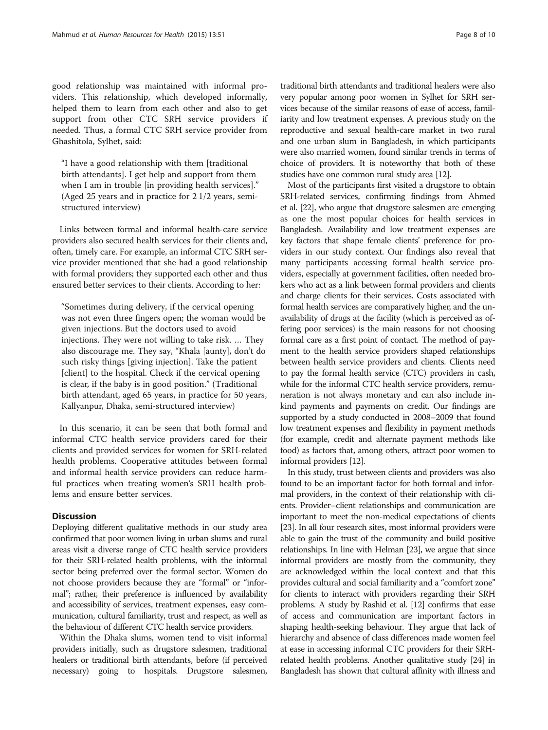good relationship was maintained with informal providers. This relationship, which developed informally, helped them to learn from each other and also to get support from other CTC SRH service providers if needed. Thus, a formal CTC SRH service provider from Ghashitola, Sylhet, said:

> "I have a good relationship with them [traditional birth attendants]. I get help and support from them when I am in trouble [in providing health services]." (Aged 25 years and in practice for 2 1/2 years, semi-structured interview)

Links between formal and informal health-care service providers also secured health services for their clients and, often, timely care. For example, an informal CTC SRH service provider mentioned that she had a good relationship with formal providers; they supported each other and thus ensured better services to their clients. According to her:

> "Sometimes during delivery, if the cervical opening was not even three fingers open; the woman would be given injections. But the doctors used to avoid injections. They were not willing to take risk. … They also discourage me. They say, "Khala [aunty], don't do such risky things [giving injection]. Take the patient [client] to the hospital. Check if the cervical opening is clear, if the baby is in good position." (Traditional birth attendant, aged 65 years, in practice for 50 years, Kallyanpur, Dhaka, semi-structured interview)

In this scenario, it can be seen that both formal and informal CTC health service providers cared for their clients and provided services for women for SRH-related health problems. Cooperative attitudes between formal and informal health service providers can reduce harmful practices when treating women's SRH health problems and ensure better services.

## Discussion

Deploying different qualitative methods in our study area confirmed that poor women living in urban slums and rural areas visit a diverse range of CTC health service providers for their SRH-related health problems, with the informal sector being preferred over the formal sector. Women do not choose providers because they are "formal" or "informal"; rather, their preference is influenced by availability and accessibility of services, treatment expenses, easy communication, cultural familiarity, trust and respect, as well as the behaviour of different CTC health service providers.

Within the Dhaka slums, women tend to visit informal providers initially, such as drugstore salesmen, traditional healers or traditional birth attendants, before (if perceived necessary) going to hospitals. Drugstore salesmen, traditional birth attendants and traditional healers were also very popular among poor women in Sylhet for SRH services because of the similar reasons of ease of access, familiarity and low treatment expenses. A previous study on the reproductive and sexual health-care market in two rural and one urban slum in Bangladesh, in which participants were also married women, found similar trends in terms of choice of providers. It is noteworthy that both of these studies have one common rural study area [12].

Most of the participants first visited a drugstore to obtain SRH-related services, confirming findings from Ahmed et al. [22], who argue that drugstore salesmen are emerging as one the most popular choices for health services in Bangladesh. Availability and low treatment expenses are key factors that shape female clients' preference for providers in our study context. Our findings also reveal that many participants accessing formal health service providers, especially at government facilities, often needed brokers who act as a link between formal providers and clients and charge clients for their services. Costs associated with formal health services are comparatively higher, and the unavailability of drugs at the facility (which is perceived as offering poor services) is the main reasons for not choosing formal care as a first point of contact. The method of payment to the health service providers shaped relationships between health service providers and clients. Clients need to pay the formal health service (CTC) providers in cash, while for the informal CTC health service providers, remuneration is not always monetary and can also include in-kind payments and payments on credit. Our findings are supported by a study conducted in 2008–2009 that found low treatment expenses and flexibility in payment methods (for example, credit and alternate payment methods like food) as factors that, among others, attract poor women to informal providers [12].

In this study, trust between clients and providers was also found to be an important factor for both formal and informal providers, in the context of their relationship with clients. Provider–client relationships and communication are important to meet the non-medical expectations of clients [23]. In all four research sites, most informal providers were able to gain the trust of the community and build positive relationships. In line with Helman [23], we argue that since informal providers are mostly from the community, they are acknowledged within the local context and that this provides cultural and social familiarity and a "comfort zone" for clients to interact with providers regarding their SRH problems. A study by Rashid et al. [12] confirms that ease of access and communication are important factors in shaping health-seeking behaviour. They argue that lack of hierarchy and absence of class differences made women feel at ease in accessing informal CTC providers for their SRH-related health problems. Another qualitative study [24] in Bangladesh has shown that cultural affinity with illness and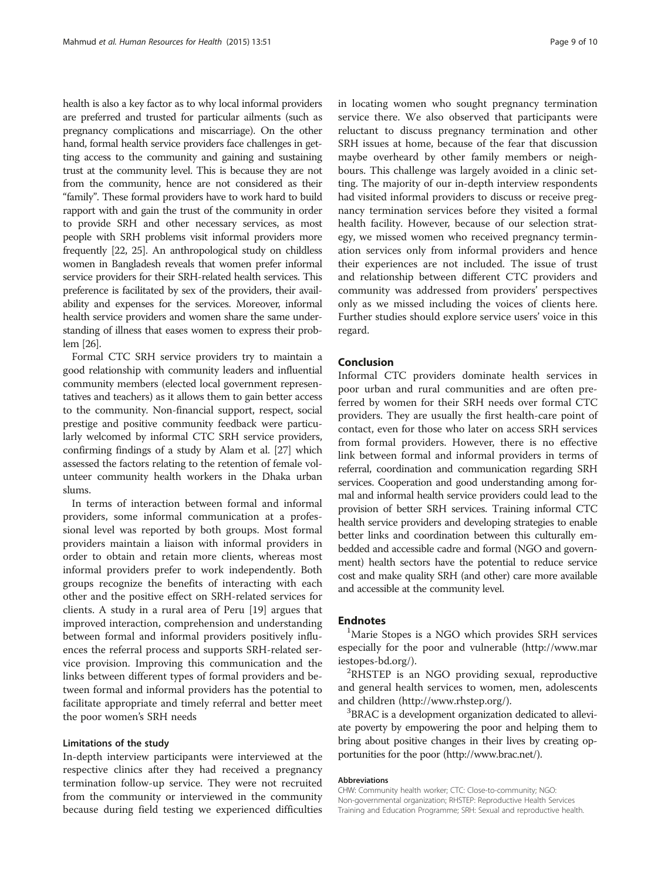health is also a key factor as to why local informal providers are preferred and trusted for particular ailments (such as pregnancy complications and miscarriage). On the other hand, formal health service providers face challenges in getting access to the community and gaining and sustaining trust at the community level. This is because they are not from the community, hence are not considered as their "family". These formal providers have to work hard to build rapport with and gain the trust of the community in order to provide SRH and other necessary services, as most people with SRH problems visit informal providers more frequently [22, 25]. An anthropological study on childless women in Bangladesh reveals that women prefer informal service providers for their SRH-related health services. This preference is facilitated by sex of the providers, their availability and expenses for the services. Moreover, informal health service providers and women share the same understanding of illness that eases women to express their problem [26].

Formal CTC SRH service providers try to maintain a good relationship with community leaders and influential community members (elected local government representatives and teachers) as it allows them to gain better access to the community. Non-financial support, respect, social prestige and positive community feedback were particularly welcomed by informal CTC SRH service providers, confirming findings of a study by Alam et al. [27] which assessed the factors relating to the retention of female volunteer community health workers in the Dhaka urban slums.

In terms of interaction between formal and informal providers, some informal communication at a professional level was reported by both groups. Most formal providers maintain a liaison with informal providers in order to obtain and retain more clients, whereas most informal providers prefer to work independently. Both groups recognize the benefits of interacting with each other and the positive effect on SRH-related services for clients. A study in a rural area of Peru [19] argues that improved interaction, comprehension and understanding between formal and informal providers positively influences the referral process and supports SRH-related service provision. Improving this communication and the links between different types of formal providers and between formal and informal providers has the potential to facilitate appropriate and timely referral and better meet the poor women's SRH needs

### Limitations of the study

In-depth interview participants were interviewed at the respective clinics after they had received a pregnancy termination follow-up service. They were not recruited from the community or interviewed in the community because during field testing we experienced difficulties in locating women who sought pregnancy termination service there. We also observed that participants were reluctant to discuss pregnancy termination and other SRH issues at home, because of the fear that discussion maybe overheard by other family members or neighbours. This challenge was largely avoided in a clinic setting. The majority of our in-depth interview respondents had visited informal providers to discuss or receive pregnancy termination services before they visited a formal health facility. However, because of our selection strategy, we missed women who received pregnancy termination services only from informal providers and hence their experiences are not included. The issue of trust and relationship between different CTC providers and community was addressed from providers' perspectives only as we missed including the voices of clients here. Further studies should explore service users' voice in this regard.

## Conclusion

Informal CTC providers dominate health services in poor urban and rural communities and are often preferred by women for their SRH needs over formal CTC providers. They are usually the first health-care point of contact, even for those who later on access SRH services from formal providers. However, there is no effective link between formal and informal providers in terms of referral, coordination and communication regarding SRH services. Cooperation and good understanding among formal and informal health service providers could lead to the provision of better SRH services. Training informal CTC health service providers and developing strategies to enable better links and coordination between this culturally embedded and accessible cadre and formal (NGO and government) health sectors have the potential to reduce service cost and make quality SRH (and other) care more available and accessible at the community level.

## Endnotes

[1]Marie Stopes is a NGO which provides SRH services especially for the poor and vulnerable (http://www.mariestopes-bd.org/).

[2]RHSTEP is an NGO providing sexual, reproductive and general health services to women, men, adolescents and children (http://www.rhstep.org/).

[3]BRAC is a development organization dedicated to alleviate poverty by empowering the poor and helping them to bring about positive changes in their lives by creating opportunities for the poor (http://www.brac.net/).

#### Abbreviations

CHW: Community health worker; CTC: Close-to-community; NGO: Non-governmental organization; RHSTEP: Reproductive Health Services Training and Education Programme; SRH: Sexual and reproductive health.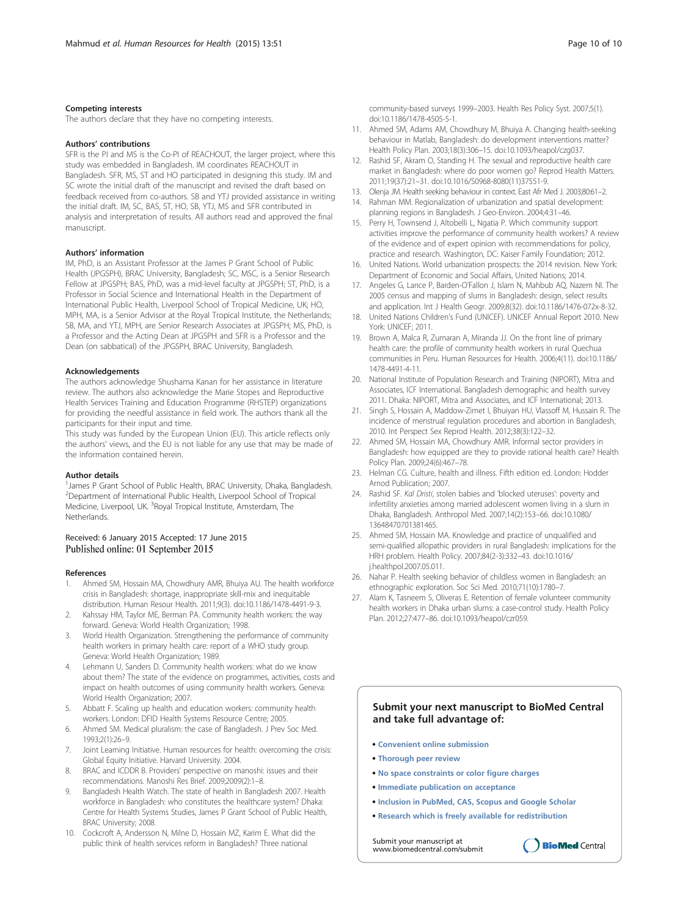### Competing interests

The authors declare that they have no competing interests.

### Authors' contributions

SFR is the PI and MS is the Co-PI of REACHOUT, the larger project, where this study was embedded in Bangladesh. IM coordinates REACHOUT in Bangladesh. SFR, MS, ST and HO participated in designing this study. IM and SC wrote the initial draft of the manuscript and revised the draft based on feedback received from co-authors. SB and YTJ provided assistance in writing the initial draft. IM, SC, BAS, ST, HO, SB, YTJ, MS and SFR contributed in analysis and interpretation of results. All authors read and approved the final manuscript.

### Authors' information

IM, PhD, is an Assistant Professor at the James P Grant School of Public Health (JPGSPH), BRAC University, Bangladesh; SC, MSC, is a Senior Research Fellow at JPGSPH; BAS, PhD, was a mid-level faculty at JPGSPH; ST, PhD, is a Professor in Social Science and International Health in the Department of International Public Health, Liverpool School of Tropical Medicine, UK; HO, MPH, MA, is a Senior Advisor at the Royal Tropical Institute, the Netherlands; SB, MA, and YTJ, MPH, are Senior Research Associates at JPGSPH; MS, PhD, is a Professor and the Acting Dean at JPGSPH and SFR is a Professor and the Dean (on sabbatical) of the JPGSPH, BRAC University, Bangladesh.

### Acknowledgements

The authors acknowledge Shushama Kanan for her assistance in literature review. The authors also acknowledge the Marie Stopes and Reproductive Health Services Training and Education Programme (RHSTEP) organizations for providing the needful assistance in field work. The authors thank all the participants for their input and time.

This study was funded by the European Union (EU). This article reflects only the authors' views, and the EU is not liable for any use that may be made of the information contained herein.

### Author details

[1]James P Grant School of Public Health, BRAC University, Dhaka, Bangladesh. [2]Department of International Public Health, Liverpool School of Tropical Medicine, Liverpool, UK. [3]Royal Tropical Institute, Amsterdam, The Netherlands.

Received: 6 January 2015 Accepted: 17 June 2015
Published online: 01 September 2015

### References

1. Ahmed SM, Hossain MA, Chowdhury AMR, Bhuiya AU. The health workforce crisis in Bangladesh: shortage, inappropriate skill-mix and inequitable distribution. Human Resour Health. 2011;9(3). doi:10.1186/1478-4491-9-3.
2. Kahssay HM, Taylor ME, Berman PA. Community health workers: the way forward. Geneva: World Health Organization; 1998.
3. World Health Organization. Strengthening the performance of community health workers in primary health care: report of a WHO study group. Geneva: World Health Organization; 1989.
4. Lehmann U, Sanders D. Community health workers: what do we know about them? The state of the evidence on programmes, activities, costs and impact on health outcomes of using community health workers. Geneva: World Health Organization; 2007.
5. Abbatt F. Scaling up health and education workers: community health workers. London: DFID Health Systems Resource Centre; 2005.
6. Ahmed SM. Medical pluralism: the case of Bangladesh. J Prev Soc Med. 1993;2(1):26–9.
7. Joint Learning Initiative. Human resources for health: overcoming the crisis: Global Equity Initiative. Harvard University. 2004.
8. BRAC and ICDDR B. Providers' perspective on manoshi: issues and their recommendations. Manoshi Res Brief. 2009;2009(2):1–8.
9. Bangladesh Health Watch. The state of health in Bangladesh 2007. Health workforce in Bangladesh: who constitutes the healthcare system? Dhaka: Centre for Health Systems Studies, James P Grant School of Public Health, BRAC University; 2008.
10. Cockcroft A, Andersson N, Milne D, Hossain MZ, Karim E. What did the public think of health services reform in Bangladesh? Three national community-based surveys 1999–2003. Health Res Policy Syst. 2007;5(1). doi:10.1186/1478-4505-5-1.
11. Ahmed SM, Adams AM, Chowdhury M, Bhuiya A. Changing health-seeking behaviour in Matlab, Bangladesh: do development interventions matter? Health Policy Plan. 2003;18(3):306–15. doi:10.1093/heapol/czg037.
12. Rashid SF, Akram O, Standing H. The sexual and reproductive health care market in Bangladesh: where do poor women go? Reprod Health Matters. 2011;19(37):21–31. doi:10.1016/S0968-8080(11)37551-9.
13. Olenja JM. Health seeking behaviour in context. East Afr Med J. 2003;80:61–2.
14. Rahman MM. Regionalization of urbanization and spatial development: planning regions in Bangladesh. J Geo-Environ. 2004;4:31–46.
15. Perry H, Townsend J, Altobelli L, Ngatia P. Which community support activities improve the performance of community health workers? A review of the evidence and of expert opinion with recommendations for policy, practice and research. Washington, DC: Kaiser Family Foundation; 2012.
16. United Nations. World urbanization prospects: the 2014 revision. New York: Department of Economic and Social Affairs, United Nations; 2014.
17. Angeles G, Lance P, Barden-O'Fallon J, Islam N, Mahbub AQ, Nazem NI. The 2005 census and mapping of slums in Bangladesh: design, select results and application. Int J Health Geogr. 2009;8(32). doi:10.1186/1476-072x-8-32.
18. United Nations Children's Fund (UNICEF). UNICEF Annual Report 2010. New York: UNICEF; 2011.
19. Brown A, Malca R, Zumaran A, Miranda JJ. On the front line of primary health care: the profile of community health workers in rural Quechua communities in Peru. Human Resources for Health. 2006;4(11). doi:10.1186/1478-4491-4-11.
20. National Institute of Population Research and Training (NIPORT), Mitra and Associates, ICF International. Bangladesh demographic and health survey 2011. Dhaka: NIPORT, Mitra and Associates, and ICF International; 2013.
21. Singh S, Hossain A, Maddow-Zimet I, Bhuiyan HU, Vlassoff M, Hussain R. The incidence of menstrual regulation procedures and abortion in Bangladesh, 2010. Int Perspect Sex Reprod Health. 2012;38(3):122–32.
22. Ahmed SM, Hossain MA, Chowdhury AMR. Informal sector providers in Bangladesh: how equipped are they to provide rational health care? Health Policy Plan. 2009;24(6):467–78.
23. Helman CG. Culture, health and illness. Fifth edition ed. London: Hodder Arnod Publication; 2007.
24. Rashid SF. *Kal Dristi*, stolen babies and 'blocked uteruses': poverty and infertility anxieties among married adolescent women living in a slum in Dhaka, Bangladesh. Anthropol Med. 2007;14(2):153–66. doi:10.1080/13648470701381465.
25. Ahmed SM, Hossain MA. Knowledge and practice of unqualified and semi-qualified allopathic providers in rural Bangladesh: implications for the HRH problem. Health Policy. 2007;84(2-3):332–43. doi:10.1016/j.healthpol.2007.05.011.
26. Nahar P. Health seeking behavior of childless women in Bangladesh: an ethnographic exploration. Soc Sci Med. 2010;71(10):1780–7.
27. Alam K, Tasneem S, Oliveras E. Retention of female volunteer community health workers in Dhaka urban slums: a case-control study. Health Policy Plan. 2012;27:477–86. doi:10.1093/heapol/czr059.